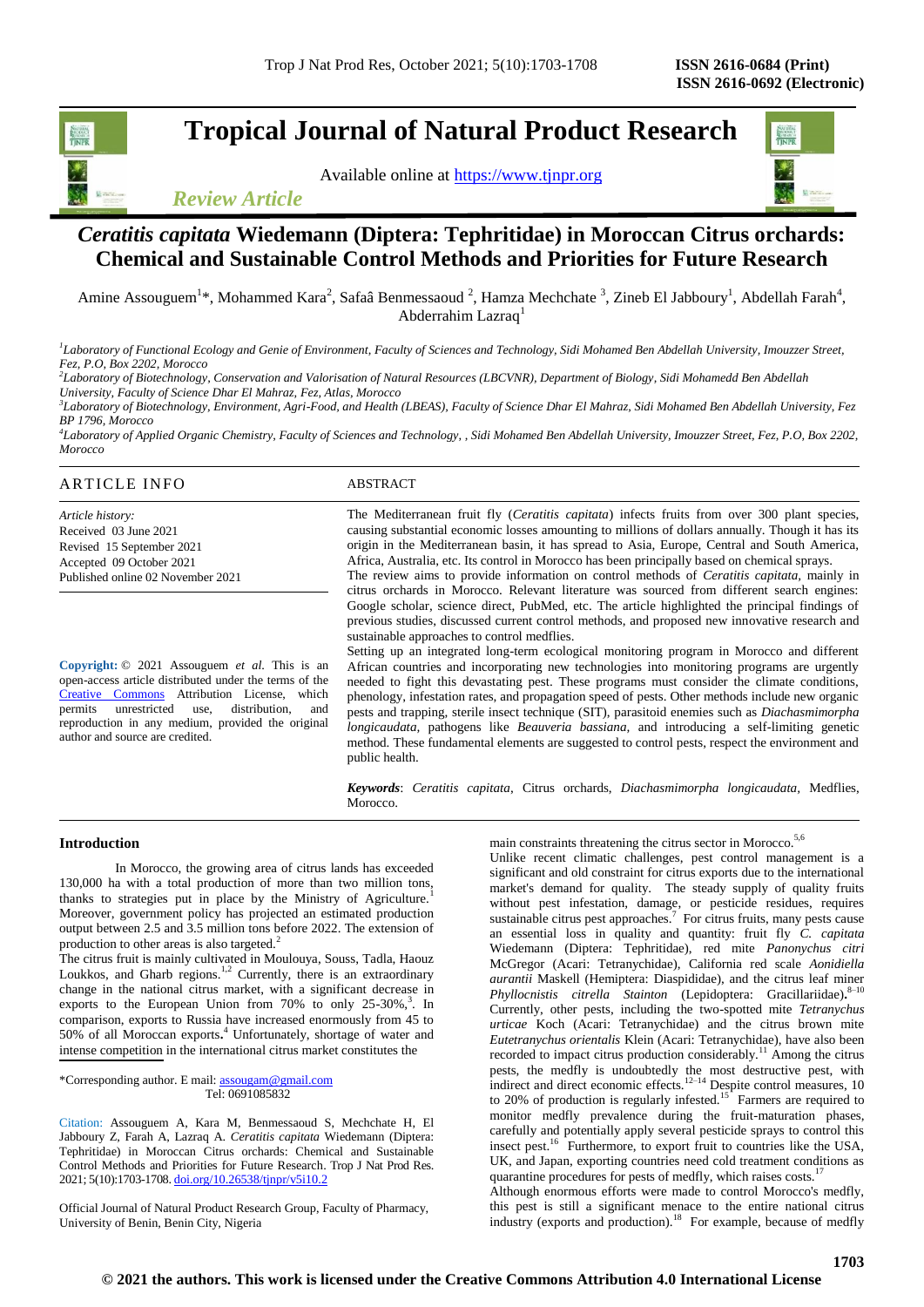# Tropical Journal of Natural Product Research

Available online at https://www.tjnpr.org

*Review Article*

# *Ceratitis capitata* Wiedemann (Diptera: Tephritidae) in Moroccan Citrus orchards: Chemical and Sustainable Control Methods and Priorities for Future Research

Amine Assouguem[1]*, Mohammed Kara[2], Safaâ Benmessaoud [2], Hamza Mechchate [3], Zineb El Jabboury[1], Abdellah Farah[4], Abderrahim Lazraq[1]

[1]*Laboratory of Functional Ecology and Genie of Environment, Faculty of Sciences and Technology, Sidi Mohamed Ben Abdellah University, Imouzzer Street, Fez, P.O, Box 2202, Morocco*

[2]*Laboratory of Biotechnology, Conservation and Valorisation of Natural Resources (LBCVNR), Department of Biology, Sidi Mohamedd Ben Abdellah University, Faculty of Science Dhar El Mahraz, Fez, Atlas, Morocco*

[3]*Laboratory of Biotechnology, Environment, Agri-Food, and Health (LBEAS), Faculty of Science Dhar El Mahraz, Sidi Mohamed Ben Abdellah University, Fez BP 1796, Morocco*

[4]*Laboratory of Applied Organic Chemistry, Faculty of Sciences and Technology, , Sidi Mohamed Ben Abdellah University, Imouzzer Street, Fez, P.O, Box 2202, Morocco*

## ARTICLE INFO

*Article history:*
Received 03 June 2021
Revised 15 September 2021
Accepted 09 October 2021
Published online 02 November 2021

**Copyright:** © 2021 Assouguem *et al.* This is an open-access article distributed under the terms of the Creative Commons Attribution License, which permits unrestricted use, distribution, and reproduction in any medium, provided the original author and source are credited.

## ABSTRACT

The Mediterranean fruit fly (*Ceratitis capitata*) infects fruits from over 300 plant species, causing substantial economic losses amounting to millions of dollars annually. Though it has its origin in the Mediterranean basin, it has spread to Asia, Europe, Central and South America, Africa, Australia, etc. Its control in Morocco has been principally based on chemical sprays.

The review aims to provide information on control methods of *Ceratitis capitata*, mainly in citrus orchards in Morocco. Relevant literature was sourced from different search engines: Google scholar, science direct, PubMed, etc. The article highlighted the principal findings of previous studies, discussed current control methods, and proposed new innovative research and sustainable approaches to control medflies.

Setting up an integrated long-term ecological monitoring program in Morocco and different African countries and incorporating new technologies into monitoring programs are urgently needed to fight this devastating pest. These programs must consider the climate conditions, phenology, infestation rates, and propagation speed of pests. Other methods include new organic pests and trapping, sterile insect technique (SIT), parasitoid enemies such as *Diachasmimorpha longicaudata*, pathogens like *Beauveria bassiana*, and introducing a self-limiting genetic method. These fundamental elements are suggested to control pests, respect the environment and public health.

***Keywords***: *Ceratitis capitata*, Citrus orchards, *Diachasmimorpha longicaudata*, Medflies, Morocco.

## Introduction

In Morocco, the growing area of citrus lands has exceeded 130,000 ha with a total production of more than two million tons, thanks to strategies put in place by the Ministry of Agriculture.[1] Moreover, government policy has projected an estimated production output between 2.5 and 3.5 million tons before 2022. The extension of production to other areas is also targeted.[2]

The citrus fruit is mainly cultivated in Moulouya, Souss, Tadla, Haouz Loukkos, and Gharb regions.[1,2] Currently, there is an extraordinary change in the national citrus market, with a significant decrease in exports to the European Union from 70% to only 25-30%,[3]. In comparison, exports to Russia have increased enormously from 45 to 50% of all Moroccan exports.[4] Unfortunately, shortage of water and intense competition in the international citrus market constitutes the main constraints threatening the citrus sector in Morocco.[5,6]

Unlike recent climatic challenges, pest control management is a significant and old constraint for citrus exports due to the international market's demand for quality. The steady supply of quality fruits without pest infestation, damage, or pesticide residues, requires sustainable citrus pest approaches.[7] For citrus fruits, many pests cause an essential loss in quality and quantity: fruit fly *C. capitata* Wiedemann (Diptera: Tephritidae), red mite *Panonychus citri* McGregor (Acari: Tetranychidae), California red scale *Aonidiella aurantii* Maskell (Hemiptera: Diaspididae), and the citrus leaf miner *Phyllocnistis citrella Stainton* (Lepidoptera: Gracillariidae).[8–10] Currently, other pests, including the two-spotted mite *Tetranychus urticae* Koch (Acari: Tetranychidae) and the citrus brown mite *Eutetranychus orientalis* Klein (Acari: Tetranychidae), have also been recorded to impact citrus production considerably.[11] Among the citrus pests, the medfly is undoubtedly the most destructive pest, with indirect and direct economic effects.[12–14] Despite control measures, 10 to 20% of production is regularly infested.[15] Farmers are required to monitor medfly prevalence during the fruit-maturation phases, carefully and potentially apply several pesticide sprays to control this insect pest.[16] Furthermore, to export fruit to countries like the USA, UK, and Japan, exporting countries need cold treatment conditions as quarantine procedures for pests of medfly, which raises costs.[17]

Although enormous efforts were made to control Morocco's medfly, this pest is still a significant menace to the entire national citrus industry (exports and production).[18] For example, because of medfly

*Corresponding author. E mail: assougam@gmail.com
Tel: 0691085832

Citation: Assouguem A, Kara M, Benmessaoud S, Mechchate H, El Jabboury Z, Farah A, Lazraq A. *Ceratitis capitata* Wiedemann (Diptera: Tephritidae) in Moroccan Citrus orchards: Chemical and Sustainable Control Methods and Priorities for Future Research. Trop J Nat Prod Res. 2021; 5(10):1703-1708. doi.org/10.26538/tjnpr/v5i10.2

Official Journal of Natural Product Research Group, Faculty of Pharmacy, University of Benin, Benin City, Nigeria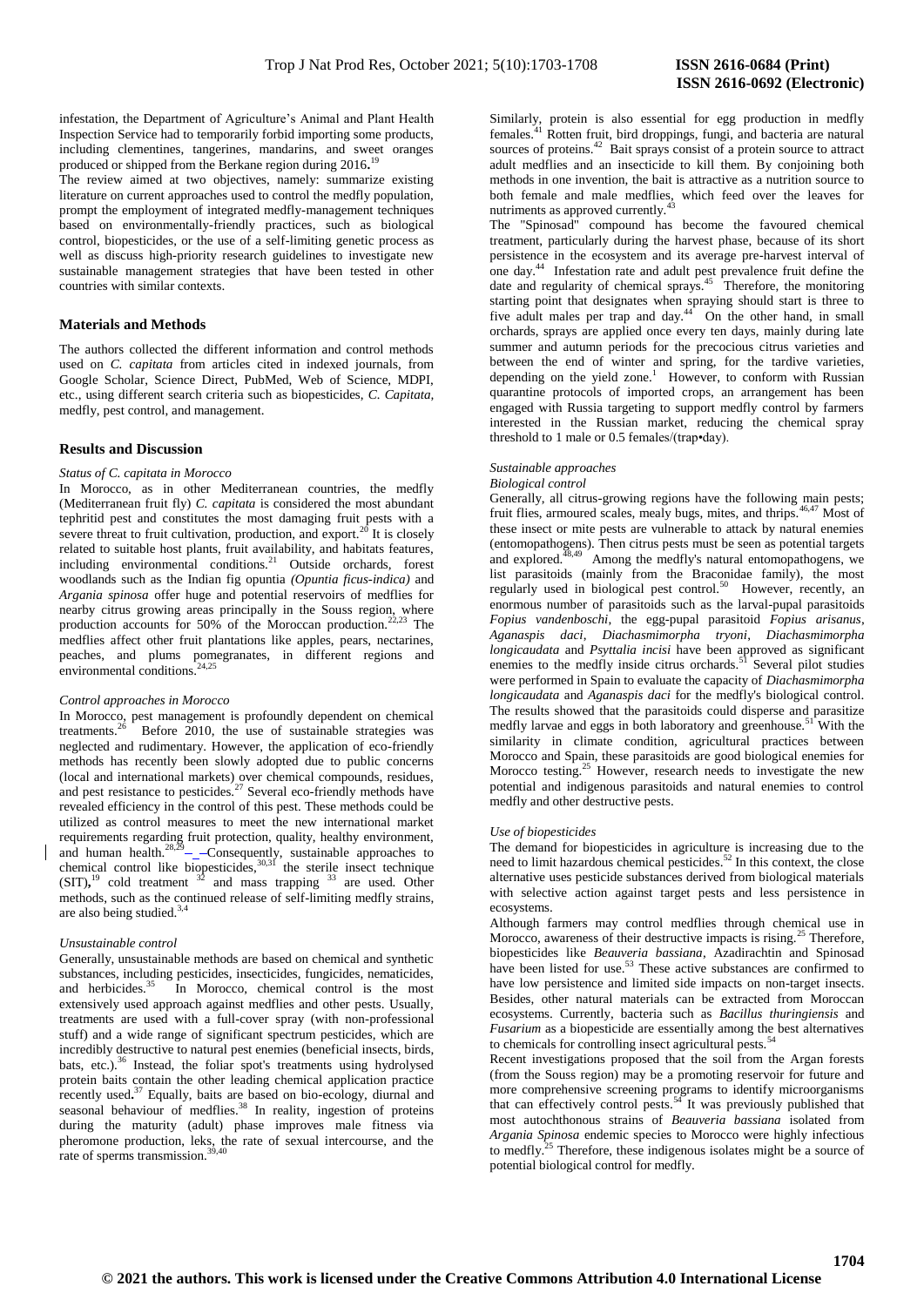infestation, the Department of Agriculture's Animal and Plant Health Inspection Service had to temporarily forbid importing some products, including clementines, tangerines, mandarins, and sweet oranges produced or shipped from the Berkane region during 2016.[19]

The review aimed at two objectives, namely: summarize existing literature on current approaches used to control the medfly population, prompt the employment of integrated medfly-management techniques based on environmentally-friendly practices, such as biological control, biopesticides, or the use of a self-limiting genetic process as well as discuss high-priority research guidelines to investigate new sustainable management strategies that have been tested in other countries with similar contexts.

## Materials and Methods

The authors collected the different information and control methods used on *C. capitata* from articles cited in indexed journals, from Google Scholar, Science Direct, PubMed, Web of Science, MDPI, etc., using different search criteria such as biopesticides, *C. Capitata*, medfly, pest control, and management.

## Results and Discussion

### *Status of C. capitata in Morocco*

In Morocco, as in other Mediterranean countries, the medfly (Mediterranean fruit fly) *C. capitata* is considered the most abundant tephritid pest and constitutes the most damaging fruit pests with a severe threat to fruit cultivation, production, and export.[20] It is closely related to suitable host plants, fruit availability, and habitats features, including environmental conditions.[21] Outside orchards, forest woodlands such as the Indian fig opuntia *(Opuntia ficus-indica)* and *Argania spinosa* offer huge and potential reservoirs of medflies for nearby citrus growing areas principally in the Souss region, where production accounts for 50% of the Moroccan production.[22,23] The medflies affect other fruit plantations like apples, pears, nectarines, peaches, and plums pomegranates, in different regions and environmental conditions.[24,25]

### *Control approaches in Morocco*

In Morocco, pest management is profoundly dependent on chemical treatments.[26] Before 2010, the use of sustainable strategies was neglected and rudimentary. However, the application of eco-friendly methods has recently been slowly adopted due to public concerns (local and international markets) over chemical compounds, residues, and pest resistance to pesticides.[27] Several eco-friendly methods have revealed efficiency in the control of this pest. These methods could be utilized as control measures to meet the new international market requirements regarding fruit protection, quality, healthy environment, and human health.[28,29] Consequently, sustainable approaches to chemical control like biopesticides,[30,31] the sterile insect technique (SIT),[19] cold treatment [32] and mass trapping [33] are used. Other methods, such as the continued release of self-limiting medfly strains, are also being studied.[3,4]

### *Unsustainable control*

Generally, unsustainable methods are based on chemical and synthetic substances, including pesticides, insecticides, fungicides, nematicides, and herbicides.[35] In Morocco, chemical control is the most extensively used approach against medflies and other pests. Usually, treatments are used with a full-cover spray (with non-professional stuff) and a wide range of significant spectrum pesticides, which are incredibly destructive to natural pest enemies (beneficial insects, birds, bats, etc.).[36] Instead, the foliar spot's treatments using hydrolysed protein baits contain the other leading chemical application practice recently used.[37] Equally, baits are based on bio-ecology, diurnal and seasonal behaviour of medflies.[38] In reality, ingestion of proteins during the maturity (adult) phase improves male fitness via pheromone production, leks, the rate of sexual intercourse, and the rate of sperms transmission.[39,40]

Similarly, protein is also essential for egg production in medfly females.[41] Rotten fruit, bird droppings, fungi, and bacteria are natural sources of proteins.[42] Bait sprays consist of a protein source to attract adult medflies and an insecticide to kill them. By conjoining both methods in one invention, the bait is attractive as a nutrition source to both female and male medflies, which feed over the leaves for nutriments as approved currently.[43]

The "Spinosad" compound has become the favoured chemical treatment, particularly during the harvest phase, because of its short persistence in the ecosystem and its average pre-harvest interval of one day.[44] Infestation rate and adult pest prevalence fruit define the date and regularity of chemical sprays.[45] Therefore, the monitoring starting point that designates when spraying should start is three to five adult males per trap and day.[44] On the other hand, in small orchards, sprays are applied once every ten days, mainly during late summer and autumn periods for the precocious citrus varieties and between the end of winter and spring, for the tardive varieties, depending on the yield zone.[1] However, to conform with Russian quarantine protocols of imported crops, an arrangement has been engaged with Russia targeting to support medfly control by farmers interested in the Russian market, reducing the chemical spray threshold to 1 male or 0.5 females/(trap•day).

### *Sustainable approaches*

#### *Biological control*

Generally, all citrus-growing regions have the following main pests; fruit flies, armoured scales, mealy bugs, mites, and thrips.[46,47] Most of these insect or mite pests are vulnerable to attack by natural enemies (entomopathogens). Then citrus pests must be seen as potential targets and explored.[48,49] Among the medfly's natural entomopathogens, we list parasitoids (mainly from the Braconidae family), the most regularly used in biological pest control.[50] However, recently, an enormous number of parasitoids such as the larval-pupal parasitoids *Fopius vandenboschi*, the egg-pupal parasitoid *Fopius arisanus*, *Aganaspis daci*, *Diachasmimorpha tryoni*, *Diachasmimorpha longicaudata* and *Psyttalia incisi* have been approved as significant enemies to the medfly inside citrus orchards.[51] Several pilot studies were performed in Spain to evaluate the capacity of *Diachasmimorpha longicaudata* and *Aganaspis daci* for the medfly's biological control. The results showed that the parasitoids could disperse and parasitize medfly larvae and eggs in both laboratory and greenhouse.[51] With the similarity in climate condition, agricultural practices between Morocco and Spain, these parasitoids are good biological enemies for Morocco testing.[25] However, research needs to investigate the new potential and indigenous parasitoids and natural enemies to control medfly and other destructive pests.

#### *Use of biopesticides*

The demand for biopesticides in agriculture is increasing due to the need to limit hazardous chemical pesticides.[52] In this context, the close alternative uses pesticide substances derived from biological materials with selective action against target pests and less persistence in ecosystems.

Although farmers may control medflies through chemical use in Morocco, awareness of their destructive impacts is rising.[25] Therefore, biopesticides like *Beauveria bassiana*, Azadirachtin and Spinosad have been listed for use.[53] These active substances are confirmed to have low persistence and limited side impacts on non-target insects. Besides, other natural materials can be extracted from Moroccan ecosystems. Currently, bacteria such as *Bacillus thuringiensis* and *Fusarium* as a biopesticide are essentially among the best alternatives to chemicals for controlling insect agricultural pests.[54]

Recent investigations proposed that the soil from the Argan forests (from the Souss region) may be a promoting reservoir for future and more comprehensive screening programs to identify microorganisms that can effectively control pests.[54] It was previously published that most autochthonous strains of *Beauveria bassiana* isolated from *Argania Spinosa* endemic species to Morocco were highly infectious to medfly.[25] Therefore, these indigenous isolates might be a source of potential biological control for medfly.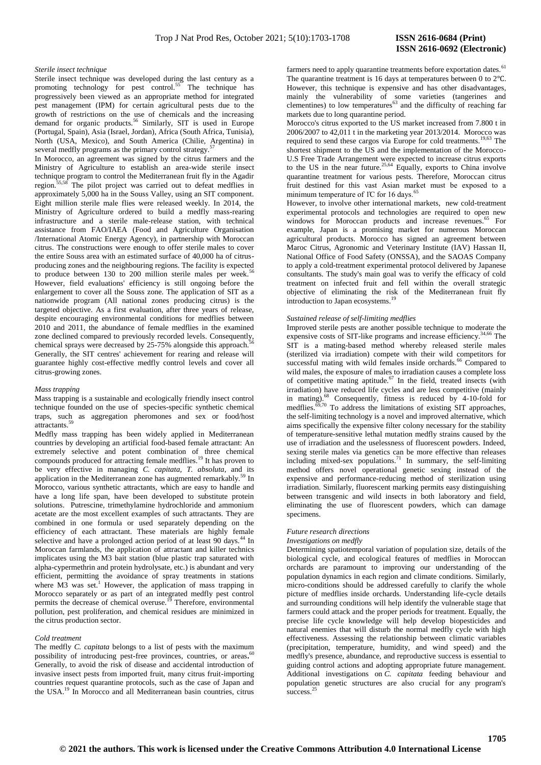*Sterile insect technique*

Sterile insect technique was developed during the last century as a promoting technology for pest control.[55] The technique has progressively been viewed as an appropriate method for integrated pest management (IPM) for certain agricultural pests due to the growth of restrictions on the use of chemicals and the increasing demand for organic products.[56] Similarly, SIT is used in Europe (Portugal, Spain), Asia (Israel, Jordan), Africa (South Africa, Tunisia), North (USA, Mexico), and South America (Chilie, Argentina) in several medfly programs as the primary control strategy.[57]

In Morocco, an agreement was signed by the citrus farmers and the Ministry of Agriculture to establish an area-wide sterile insect technique program to control the Mediterranean fruit fly in the Agadir region.[55,58] The pilot project was carried out to defeat medflies in approximately 5,000 ha in the Souss Valley, using an SIT component. Eight million sterile male flies were released weekly. In 2014, the Ministry of Agriculture ordered to build a medfly mass-rearing infrastructure and a sterile male-release station, with technical assistance from FAO/IAEA (Food and Agriculture Organisation /International Atomic Energy Agency), in partnership with Moroccan citrus. The constructions were enough to offer sterile males to cover the entire Souss area with an estimated surface of 40,000 ha of citrus-producing zones and the neighbouring regions. The facility is expected to produce between 130 to 200 million sterile males per week.[56] However, field evaluations' efficiency is still ongoing before the enlargement to cover all the Souss zone. The application of SIT as a nationwide program (All national zones producing citrus) is the targeted objective. As a first evaluation, after three years of release, despite encouraging environmental conditions for medflies between 2010 and 2011, the abundance of female medflies in the examined zone declined compared to previously recorded levels. Consequently, chemical sprays were decreased by 25-75% alongside this approach.[56] Generally, the SIT centres' achievement for rearing and release will guarantee highly cost-effective medfly control levels and cover all citrus-growing zones.

*Mass trapping*

Mass trapping is a sustainable and ecologically friendly insect control technique founded on the use of species-specific synthetic chemical traps, such as aggregation pheromones and sex or food/host attractants.[59]

Medfly mass trapping has been widely applied in Mediterranean countries by developing an artificial food-based female attractant: An extremely selective and potent combination of three chemical compounds produced for attracting female medflies.[19] It has proven to be very effective in managing *C. capitata*, *T. absoluta*, and its application in the Mediterranean zone has augmented remarkably.[59] In Morocco, various synthetic attractants, which are easy to handle and have a long life span, have been developed to substitute protein solutions. Putrescine, trimethylamine hydrochloride and ammonium acetate are the most excellent examples of such attractants. They are combined in one formula or used separately depending on the efficiency of each attractant. These materials are highly female selective and have a prolonged action period of at least 90 days.[44] In Moroccan farmlands, the application of attractant and killer technics implicates using the M3 bait station (blue plastic trap saturated with alpha-cypermethrin and protein hydrolysate, etc.) is abundant and very efficient, permitting the avoidance of spray treatments in stations where M3 was set.[1] However, the application of mass trapping in Morocco separately or as part of an integrated medfly pest control permits the decrease of chemical overuse.[19] Therefore, environmental pollution, pest proliferation, and chemical residues are minimized in the citrus production sector.

*Cold treatment*

The medfly *C. capitata* belongs to a list of pests with the maximum possibility of introducing pest-free provinces, countries, or areas.[60] Generally, to avoid the risk of disease and accidental introduction of invasive insect pests from imported fruit, many citrus fruit-importing countries request quarantine protocols, such as the case of Japan and the USA.[19] In Morocco and all Mediterranean basin countries, citrus farmers need to apply quarantine treatments before exportation dates.[61] The quarantine treatment is 16 days at temperatures between 0 to 2℃. However, this technique is expensive and has other disadvantages, mainly the vulnerability of some varieties (tangerines and clementines) to low temperatures[63] and the difficulty of reaching far markets due to long quarantine period.

Morocco's citrus exported to the US market increased from 7.800 t in 2006/2007 to 42,011 t in the marketing year 2013/2014. Morocco was required to send these cargos via Europe for cold treatments.[19,63] The shortest shipment to the US and the implementation of the Morocco-U.S Free Trade Arrangement were expected to increase citrus exports to the US in the near future.[25,64] Equally, exports to China involve quarantine treatment for various pests. Therefore, Moroccan citrus fruit destined for this vast Asian market must be exposed to a minimum temperature of 1̊C for 16 days.[65]

However, to involve other international markets, new cold-treatment experimental protocols and technologies are required to open new windows for Moroccan products and increase revenues.[65] For example, Japan is a promising market for numerous Moroccan agricultural products. Morocco has signed an agreement between Maroc Citrus, Agronomic and Veterinary Institute (IAV) Hassan II, National Office of Food Safety (ONSSA), and the SAOAS Company to apply a cold-treatment experimental protocol delivered by Japanese consultants. The study's main goal was to verify the efficacy of cold treatment on infected fruit and fell within the overall strategic objective of eliminating the risk of the Mediterranean fruit fly introduction to Japan ecosystems.[19]

*Sustained release of self-limiting medflies*

Improved sterile pests are another possible technique to moderate the expensive costs of SIT-like programs and increase efficiency.[34,66] The SIT is a mating-based method whereby released sterile males (sterilized via irradiation) compete with their wild competitors for successful mating with wild females inside orchards.[66] Compared to wild males, the exposure of males to irradiation causes a complete loss of competitive mating aptitude.[67] In the field, treated insects (with irradiation) have reduced life cycles and are less competitive (mainly in mating).[68] Consequently, fitness is reduced by 4-10-fold for medflies.[69,70] To address the limitations of existing SIT approaches, the self-limiting technology is a novel and improved alternative, which aims specifically the expensive filter colony necessary for the stability of temperature-sensitive lethal mutation medfly strains caused by the use of irradiation and the uselessness of fluorescent powders. Indeed, sexing sterile males via genetics can be more effective than releases including mixed-sex populations.[71] In summary, the self-limiting method offers novel operational genetic sexing instead of the expensive and performance-reducing method of sterilization using irradiation. Similarly, fluorescent marking permits easy distinguishing between transgenic and wild insects in both laboratory and field, eliminating the use of fluorescent powders, which can damage specimens.

*Future research directions*

*Investigations on medfly*

Determining spatiotemporal variation of population size, details of the biological cycle, and ecological features of medflies in Moroccan orchards are paramount to improving our understanding of the population dynamics in each region and climate conditions. Similarly, micro-conditions should be addressed carefully to clarify the whole picture of medflies inside orchards. Understanding life-cycle details and surrounding conditions will help identify the vulnerable stage that farmers could attack and the proper periods for treatment. Equally, the precise life cycle knowledge will help develop biopesticides and natural enemies that will disturb the normal medfly cycle with high effectiveness. Assessing the relationship between climatic variables (precipitation, temperature, humidity, and wind speed) and the medfly's presence, abundance, and reproductive success is essential to guiding control actions and adopting appropriate future management. Additional investigations on *C. capitata* feeding behaviour and population genetic structures are also crucial for any program's success.[25]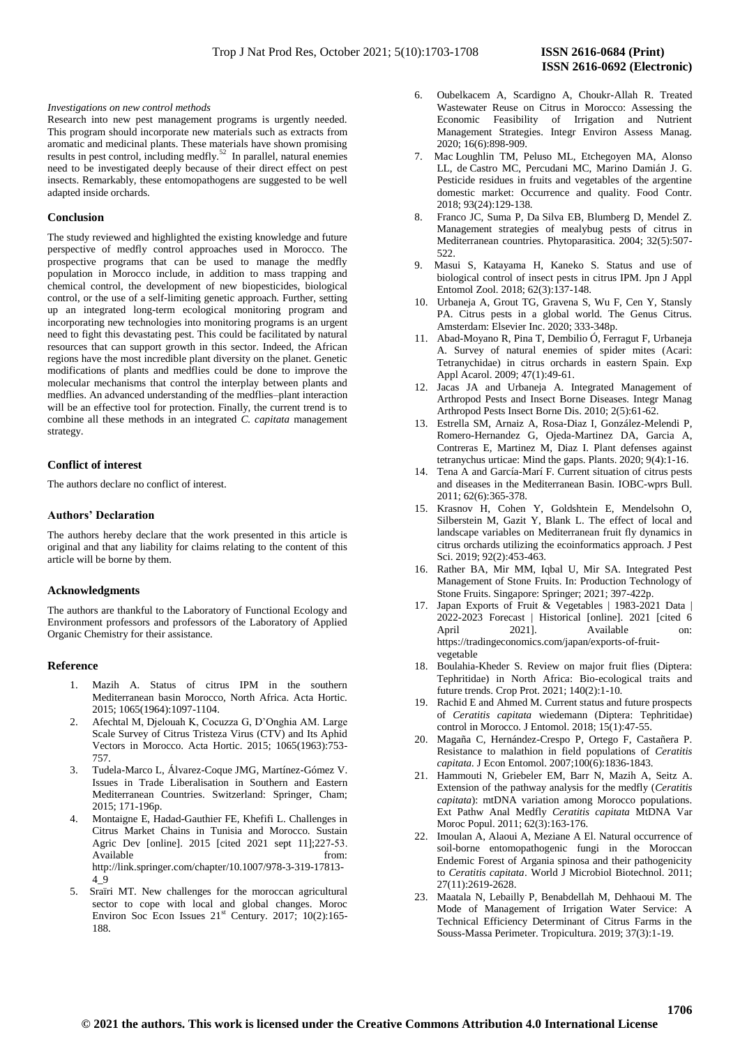*Investigations on new control methods*

Research into new pest management programs is urgently needed. This program should incorporate new materials such as extracts from aromatic and medicinal plants. These materials have shown promising results in pest control, including medfly.[52] In parallel, natural enemies need to be investigated deeply because of their direct effect on pest insects. Remarkably, these entomopathogens are suggested to be well adapted inside orchards.

## Conclusion

The study reviewed and highlighted the existing knowledge and future perspective of medfly control approaches used in Morocco. The prospective programs that can be used to manage the medfly population in Morocco include, in addition to mass trapping and chemical control, the development of new biopesticides, biological control, or the use of a self-limiting genetic approach. Further, setting up an integrated long-term ecological monitoring program and incorporating new technologies into monitoring programs is an urgent need to fight this devastating pest. This could be facilitated by natural resources that can support growth in this sector. Indeed, the African regions have the most incredible plant diversity on the planet. Genetic modifications of plants and medflies could be done to improve the molecular mechanisms that control the interplay between plants and medflies. An advanced understanding of the medflies–plant interaction will be an effective tool for protection. Finally, the current trend is to combine all these methods in an integrated *C. capitata* management strategy.

## Conflict of interest

The authors declare no conflict of interest.

## Authors' Declaration

The authors hereby declare that the work presented in this article is original and that any liability for claims relating to the content of this article will be borne by them.

## Acknowledgments

The authors are thankful to the Laboratory of Functional Ecology and Environment professors and professors of the Laboratory of Applied Organic Chemistry for their assistance.

## Reference

1. Mazih A. Status of citrus IPM in the southern Mediterranean basin Morocco, North Africa. Acta Hortic. 2015; 1065(1964):1097-1104.
2. Afechtal M, Djelouah K, Cocuzza G, D'Onghia AM. Large Scale Survey of Citrus Tristeza Virus (CTV) and Its Aphid Vectors in Morocco. Acta Hortic. 2015; 1065(1963):753-757.
3. Tudela-Marco L, Álvarez-Coque JMG, Martínez-Gómez V. Issues in Trade Liberalisation in Southern and Eastern Mediterranean Countries. Switzerland: Springer, Cham; 2015; 171-196p.
4. Montaigne E, Hadad-Gauthier FE, Khefifi L. Challenges in Citrus Market Chains in Tunisia and Morocco. Sustain Agric Dev [online]. 2015 [cited 2021 sept 11];227-53. Available from: http://link.springer.com/chapter/10.1007/978-3-319-17813-4_9
5. Sraïri MT. New challenges for the moroccan agricultural sector to cope with local and global changes. Moroc Environ Soc Econ Issues 21st Century. 2017; 10(2):165-188.
6. Oubelkacem A, Scardigno A, Choukr-Allah R. Treated Wastewater Reuse on Citrus in Morocco: Assessing the Economic Feasibility of Irrigation and Nutrient Management Strategies. Integr Environ Assess Manag. 2020; 16(6):898-909.
7. Mac Loughlin TM, Peluso ML, Etchegoyen MA, Alonso LL, de Castro MC, Percudani MC, Marino Damián J. G. Pesticide residues in fruits and vegetables of the argentine domestic market: Occurrence and quality. Food Contr. 2018; 93(24):129-138.
8. Franco JC, Suma P, Da Silva EB, Blumberg D, Mendel Z. Management strategies of mealybug pests of citrus in Mediterranean countries. Phytoparasitica. 2004; 32(5):507-522.
9. Masui S, Katayama H, Kaneko S. Status and use of biological control of insect pests in citrus IPM. Jpn J Appl Entomol Zool. 2018; 62(3):137-148.
10. Urbaneja A, Grout TG, Gravena S, Wu F, Cen Y, Stansly PA. Citrus pests in a global world. The Genus Citrus. Amsterdam: Elsevier Inc. 2020; 333-348p.
11. Abad-Moyano R, Pina T, Dembilio Ó, Ferragut F, Urbaneja A. Survey of natural enemies of spider mites (Acari: Tetranychidae) in citrus orchards in eastern Spain. Exp Appl Acarol. 2009; 47(1):49-61.
12. Jacas JA and Urbaneja A. Integrated Management of Arthropod Pests and Insect Borne Diseases. Integr Manag Arthropod Pests Insect Borne Dis. 2010; 2(5):61-62.
13. Estrella SM, Arnaiz A, Rosa-Diaz I, González-Melendi P, Romero-Hernandez G, Ojeda-Martinez DA, Garcia A, Contreras E, Martinez M, Diaz I. Plant defenses against tetranychus urticae: Mind the gaps. Plants. 2020; 9(4):1-16.
14. Tena A and García-Marí F. Current situation of citrus pests and diseases in the Mediterranean Basin. IOBC-wprs Bull. 2011; 62(6):365-378.
15. Krasnov H, Cohen Y, Goldshtein E, Mendelsohn O, Silberstein M, Gazit Y, Blank L. The effect of local and landscape variables on Mediterranean fruit fly dynamics in citrus orchards utilizing the ecoinformatics approach. J Pest Sci. 2019; 92(2):453-463.
16. Rather BA, Mir MM, Iqbal U, Mir SA. Integrated Pest Management of Stone Fruits. In: Production Technology of Stone Fruits. Singapore: Springer; 2021; 397-422p.
17. Japan Exports of Fruit & Vegetables | 1983-2021 Data | 2022-2023 Forecast | Historical [online]. 2021 [cited 6 April 2021]. Available on: https://tradingeconomics.com/japan/exports-of-fruit-vegetable
18. Boulahia-Kheder S. Review on major fruit flies (Diptera: Tephritidae) in North Africa: Bio-ecological traits and future trends. Crop Prot. 2021; 140(2):1-10.
19. Rachid E and Ahmed M. Current status and future prospects of *Ceratitis capitata* wiedemann (Diptera: Tephritidae) control in Morocco. J Entomol. 2018; 15(1):47-55.
20. Magaña C, Hernández-Crespo P, Ortego F, Castañera P. Resistance to malathion in field populations of *Ceratitis capitata*. J Econ Entomol. 2007;100(6):1836-1843.
21. Hammouti N, Griebeler EM, Barr N, Mazih A, Seitz A. Extension of the pathway analysis for the medfly (*Ceratitis capitata*): mtDNA variation among Morocco populations. Ext Pathw Anal Medfly *Ceratitis capitata* MtDNA Var Moroc Popul. 2011; 62(3):163-176.
22. Imoulan A, Alaoui A, Meziane A El. Natural occurrence of soil-borne entomopathogenic fungi in the Moroccan Endemic Forest of Argania spinosa and their pathogenicity to *Ceratitis capitata*. World J Microbiol Biotechnol. 2011; 27(11):2619-2628.
23. Maatala N, Lebailly P, Benabdellah M, Dehhaoui M. The Mode of Management of Irrigation Water Service: A Technical Efficiency Determinant of Citrus Farms in the Souss-Massa Perimeter. Tropicultura. 2019; 37(3):1-19.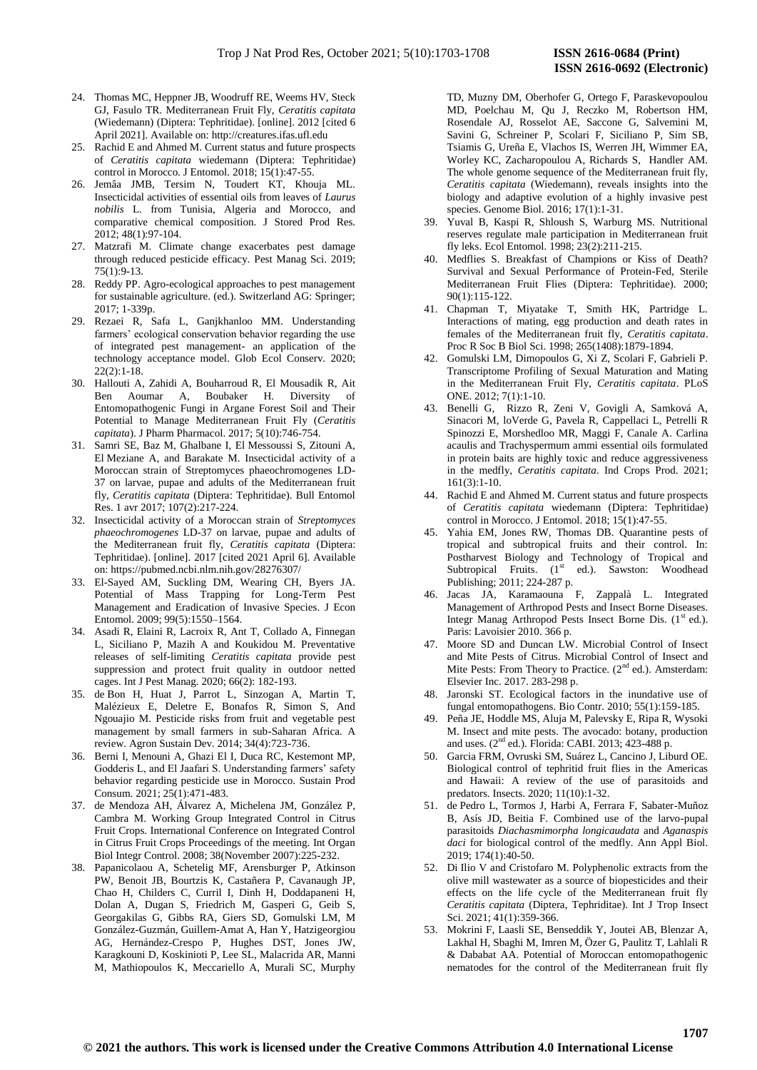24. Thomas MC, Heppner JB, Woodruff RE, Weems HV, Steck GJ, Fasulo TR. Mediterranean Fruit Fly, *Ceratitis capitata* (Wiedemann) (Diptera: Tephritidae). [online]. 2012 [cited 6 April 2021]. Available on: http://creatures.ifas.ufl.edu
25. Rachid E and Ahmed M. Current status and future prospects of *Ceratitis capitata* wiedemann (Diptera: Tephritidae) control in Morocco. J Entomol. 2018; 15(1):47-55.
26. Jemâa JMB, Tersim N, Toudert KT, Khouja ML. Insecticidal activities of essential oils from leaves of *Laurus nobilis* L. from Tunisia, Algeria and Morocco, and comparative chemical composition. J Stored Prod Res. 2012; 48(1):97-104.
27. Matzrafi M. Climate change exacerbates pest damage through reduced pesticide efficacy. Pest Manag Sci. 2019; 75(1):9-13.
28. Reddy PP. Agro-ecological approaches to pest management for sustainable agriculture. (ed.). Switzerland AG: Springer; 2017; 1-339p.
29. Rezaei R, Safa L, Ganjkhanloo MM. Understanding farmers' ecological conservation behavior regarding the use of integrated pest management- an application of the technology acceptance model. Glob Ecol Conserv. 2020; 22(2):1-18.
30. Hallouti A, Zahidi A, Bouharroud R, El Mousadik R, Ait Ben Aoumar A, Boubaker H. Diversity of Entomopathogenic Fungi in Argane Forest Soil and Their Potential to Manage Mediterranean Fruit Fly (*Ceratitis capitata*). J Pharm Pharmacol. 2017; 5(10):746-754.
31. Samri SE, Baz M, Ghalbane I, El Messoussi S, Zitouni A, El Meziane A, and Barakate M. Insecticidal activity of a Moroccan strain of Streptomyces phaeochromogenes LD-37 on larvae, pupae and adults of the Mediterranean fruit fly, *Ceratitis capitata* (Diptera: Tephritidae). Bull Entomol Res. 1 avr 2017; 107(2):217-224.
32. Insecticidal activity of a Moroccan strain of *Streptomyces phaeochromogenes* LD-37 on larvae, pupae and adults of the Mediterranean fruit fly, *Ceratitis capitata* (Diptera: Tephritidae). [online]. 2017 [cited 2021 April 6]. Available on: https://pubmed.ncbi.nlm.nih.gov/28276307/
33. El-Sayed AM, Suckling DM, Wearing CH, Byers JA. Potential of Mass Trapping for Long-Term Pest Management and Eradication of Invasive Species. J Econ Entomol. 2009; 99(5):1550–1564.
34. Asadi R, Elaini R, Lacroix R, Ant T, Collado A, Finnegan L, Siciliano P, Mazih A and Koukidou M. Preventative releases of self-limiting *Ceratitis capitata* provide pest suppression and protect fruit quality in outdoor netted cages. Int J Pest Manag. 2020; 66(2): 182-193.
35. de Bon H, Huat J, Parrot L, Sinzogan A, Martin T, Malézieux E, Deletre E, Bonafos R, Simon S, And Ngouajio M. Pesticide risks from fruit and vegetable pest management by small farmers in sub-Saharan Africa. A review. Agron Sustain Dev. 2014; 34(4):723-736.
36. Berni I, Menouni A, Ghazi El I, Duca RC, Kestemont MP, Godderis L, and El Jaafari S. Understanding farmers' safety behavior regarding pesticide use in Morocco. Sustain Prod Consum. 2021; 25(1):471-483.
37. de Mendoza AH, Álvarez A, Michelena JM, González P, Cambra M. Working Group Integrated Control in Citrus Fruit Crops. International Conference on Integrated Control in Citrus Fruit Crops Proceedings of the meeting. Int Organ Biol Integr Control. 2008; 38(November 2007):225-232.
38. Papanicolaou A, Schetelig MF, Arensburger P, Atkinson PW, Benoit JB, Bourtzis K, Castañera P, Cavanaugh JP, Chao H, Childers C, Curril I, Dinh H, Doddapaneni H, Dolan A, Dugan S, Friedrich M, Gasperi G, Geib S, Georgakilas G, Gibbs RA, Giers SD, Gomulski LM, M González-Guzmán, Guillem-Amat A, Han Y, Hatzigeorgiou AG, Hernández-Crespo P, Hughes DST, Jones JW, Karagkouni D, Koskinioti P, Lee SL, Malacrida AR, Manni M, Mathiopoulos K, Meccariello A, Murali SC, Murphy TD, Muzny DM, Oberhofer G, Ortego F, Paraskevopoulou MD, Poelchau M, Qu J, Reczko M, Robertson HM, Rosendale AJ, Rosselot AE, Saccone G, Salvemini M, Savini G, Schreiner P, Scolari F, Siciliano P, Sim SB, Tsiamis G, Ureña E, Vlachos IS, Werren JH, Wimmer EA, Worley KC, Zacharopoulou A, Richards S, Handler AM. The whole genome sequence of the Mediterranean fruit fly, *Ceratitis capitata* (Wiedemann), reveals insights into the biology and adaptive evolution of a highly invasive pest species. Genome Biol. 2016; 17(1):1-31.
39. Yuval B, Kaspi R, Shloush S, Warburg MS. Nutritional reserves regulate male participation in Mediterranean fruit fly leks. Ecol Entomol. 1998; 23(2):211-215.
40. Medflies S. Breakfast of Champions or Kiss of Death? Survival and Sexual Performance of Protein-Fed, Sterile Mediterranean Fruit Flies (Diptera: Tephritidae). 2000; 90(1):115-122.
41. Chapman T, Miyatake T, Smith HK, Partridge L. Interactions of mating, egg production and death rates in females of the Mediterranean fruit fly, *Ceratitis capitata*. Proc R Soc B Biol Sci. 1998; 265(1408):1879-1894.
42. Gomulski LM, Dimopoulos G, Xi Z, Scolari F, Gabrieli P. Transcriptome Profiling of Sexual Maturation and Mating in the Mediterranean Fruit Fly, *Ceratitis capitata*. PLoS ONE. 2012; 7(1):1-10.
43. Benelli G, Rizzo R, Zeni V, Govigli A, Samková A, Sinacori M, loVerde G, Pavela R, Cappellaci L, Petrelli R Spinozzi E, Morshedloo MR, Maggi F, Canale A. Carlina acaulis and Trachyspermum ammi essential oils formulated in protein baits are highly toxic and reduce aggressiveness in the medfly, *Ceratitis capitata*. Ind Crops Prod. 2021; 161(3):1-10.
44. Rachid E and Ahmed M. Current status and future prospects of *Ceratitis capitata* wiedemann (Diptera: Tephritidae) control in Morocco. J Entomol. 2018; 15(1):47-55.
45. Yahia EM, Jones RW, Thomas DB. Quarantine pests of tropical and subtropical fruits and their control. In: Postharvest Biology and Technology of Tropical and Subtropical Fruits. (1st ed.). Sawston: Woodhead Publishing; 2011; 224-287 p.
46. Jacas JA, Karamaouna F, Zappalà L. Integrated Management of Arthropod Pests and Insect Borne Diseases. Integr Manag Arthropod Pests Insect Borne Dis. (1st ed.). Paris: Lavoisier 2010. 366 p.
47. Moore SD and Duncan LW. Microbial Control of Insect and Mite Pests of Citrus. Microbial Control of Insect and Mite Pests: From Theory to Practice. (2nd ed.). Amsterdam: Elsevier Inc. 2017. 283-298 p.
48. Jaronski ST. Ecological factors in the inundative use of fungal entomopathogens. Bio Contr. 2010; 55(1):159-185.
49. Peña JE, Hoddle MS, Aluja M, Palevsky E, Ripa R, Wysoki M. Insect and mite pests. The avocado: botany, production and uses. (2nd ed.). Florida: CABI. 2013; 423-488 p.
50. Garcia FRM, Ovruski SM, Suárez L, Cancino J, Liburd OE. Biological control of tephritid fruit flies in the Americas and Hawaii: A review of the use of parasitoids and predators. Insects. 2020; 11(10):1-32.
51. de Pedro L, Tormos J, Harbi A, Ferrara F, Sabater-Muñoz B, Asís JD, Beitia F. Combined use of the larvo-pupal parasitoids *Diachasmimorpha longicaudata* and *Aganaspis daci* for biological control of the medfly. Ann Appl Biol. 2019; 174(1):40-50.
52. Di Ilio V and Cristofaro M. Polyphenolic extracts from the olive mill wastewater as a source of biopesticides and their effects on the life cycle of the Mediterranean fruit fly *Ceratitis capitata* (Diptera, Tephriditae). Int J Trop Insect Sci. 2021; 41(1):359-366.
53. Mokrini F, Laasli SE, Benseddik Y, Joutei AB, Blenzar A, Lakhal H, Sbaghi M, Imren M, Özer G, Paulitz T, Lahlali R & Dababat AA. Potential of Moroccan entomopathogenic nematodes for the control of the Mediterranean fruit fly

© 2021 the authors. This work is licensed under the Creative Commons Attribution 4.0 International License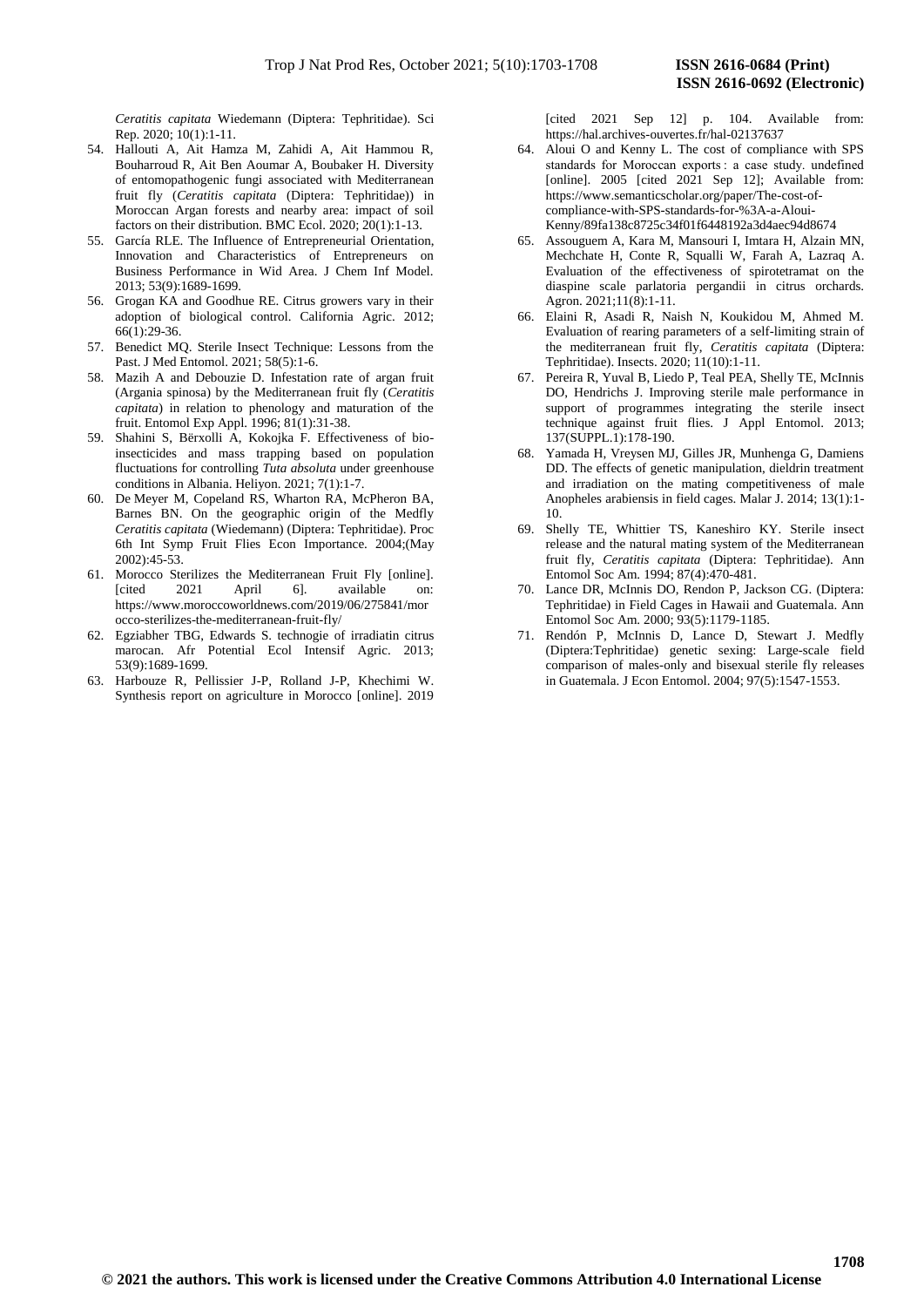*Ceratitis capitata* Wiedemann (Diptera: Tephritidae). Sci Rep. 2020; 10(1):1-11.

54. Hallouti A, Ait Hamza M, Zahidi A, Ait Hammou R, Bouharroud R, Ait Ben Aoumar A, Boubaker H. Diversity of entomopathogenic fungi associated with Mediterranean fruit fly (*Ceratitis capitata* (Diptera: Tephritidae)) in Moroccan Argan forests and nearby area: impact of soil factors on their distribution. BMC Ecol. 2020; 20(1):1-13.
55. García RLE. The Influence of Entrepreneurial Orientation, Innovation and Characteristics of Entrepreneurs on Business Performance in Wid Area. J Chem Inf Model. 2013; 53(9):1689-1699.
56. Grogan KA and Goodhue RE. Citrus growers vary in their adoption of biological control. California Agric. 2012; 66(1):29-36.
57. Benedict MQ. Sterile Insect Technique: Lessons from the Past. J Med Entomol. 2021; 58(5):1-6.
58. Mazih A and Debouzie D. Infestation rate of argan fruit (Argania spinosa) by the Mediterranean fruit fly (*Ceratitis capitata*) in relation to phenology and maturation of the fruit. Entomol Exp Appl. 1996; 81(1):31-38.
59. Shahini S, Bërxolli A, Kokojka F. Effectiveness of bio-insecticides and mass trapping based on population fluctuations for controlling *Tuta absoluta* under greenhouse conditions in Albania. Heliyon. 2021; 7(1):1-7.
60. De Meyer M, Copeland RS, Wharton RA, McPheron BA, Barnes BN. On the geographic origin of the Medfly *Ceratitis capitata* (Wiedemann) (Diptera: Tephritidae). Proc 6th Int Symp Fruit Flies Econ Importance. 2004;(May 2002):45-53.
61. Morocco Sterilizes the Mediterranean Fruit Fly [online]. [cited 2021 April 6]. available on: https://www.moroccoworldnews.com/2019/06/275841/morocco-sterilizes-the-mediterranean-fruit-fly/
62. Egziabher TBG, Edwards S. technogie of irradiatin citrus marocan. Afr Potential Ecol Intensif Agric. 2013; 53(9):1689-1699.
63. Harbouze R, Pellissier J-P, Rolland J-P, Khechimi W. Synthesis report on agriculture in Morocco [online]. 2019 [cited 2021 Sep 12] p. 104. Available from: https://hal.archives-ouvertes.fr/hal-02137637
64. Aloui O and Kenny L. The cost of compliance with SPS standards for Moroccan exports : a case study. undefined [online]. 2005 [cited 2021 Sep 12]; Available from: https://www.semanticscholar.org/paper/The-cost-of-compliance-with-SPS-standards-for-%3A-a-Aloui-Kenny/89fa138c8725c34f01f6448192a3d4aec94d8674
65. Assouguem A, Kara M, Mansouri I, Imtara H, Alzain MN, Mechchate H, Conte R, Squalli W, Farah A, Lazraq A. Evaluation of the effectiveness of spirotetramat on the diaspine scale parlatoria pergandii in citrus orchards. Agron. 2021;11(8):1-11.
66. Elaini R, Asadi R, Naish N, Koukidou M, Ahmed M. Evaluation of rearing parameters of a self-limiting strain of the mediterranean fruit fly, *Ceratitis capitata* (Diptera: Tephritidae). Insects. 2020; 11(10):1-11.
67. Pereira R, Yuval B, Liedo P, Teal PEA, Shelly TE, McInnis DO, Hendrichs J. Improving sterile male performance in support of programmes integrating the sterile insect technique against fruit flies. J Appl Entomol. 2013; 137(SUPPL.1):178-190.
68. Yamada H, Vreysen MJ, Gilles JR, Munhenga G, Damiens DD. The effects of genetic manipulation, dieldrin treatment and irradiation on the mating competitiveness of male Anopheles arabiensis in field cages. Malar J. 2014; 13(1):1-10.
69. Shelly TE, Whittier TS, Kaneshiro KY. Sterile insect release and the natural mating system of the Mediterranean fruit fly, *Ceratitis capitata* (Diptera: Tephritidae). Ann Entomol Soc Am. 1994; 87(4):470-481.
70. Lance DR, McInnis DO, Rendon P, Jackson CG. (Diptera: Tephritidae) in Field Cages in Hawaii and Guatemala. Ann Entomol Soc Am. 2000; 93(5):1179-1185.
71. Rendón P, McInnis D, Lance D, Stewart J. Medfly (Diptera:Tephritidae) genetic sexing: Large-scale field comparison of males-only and bisexual sterile fly releases in Guatemala. J Econ Entomol. 2004; 97(5):1547-1553.